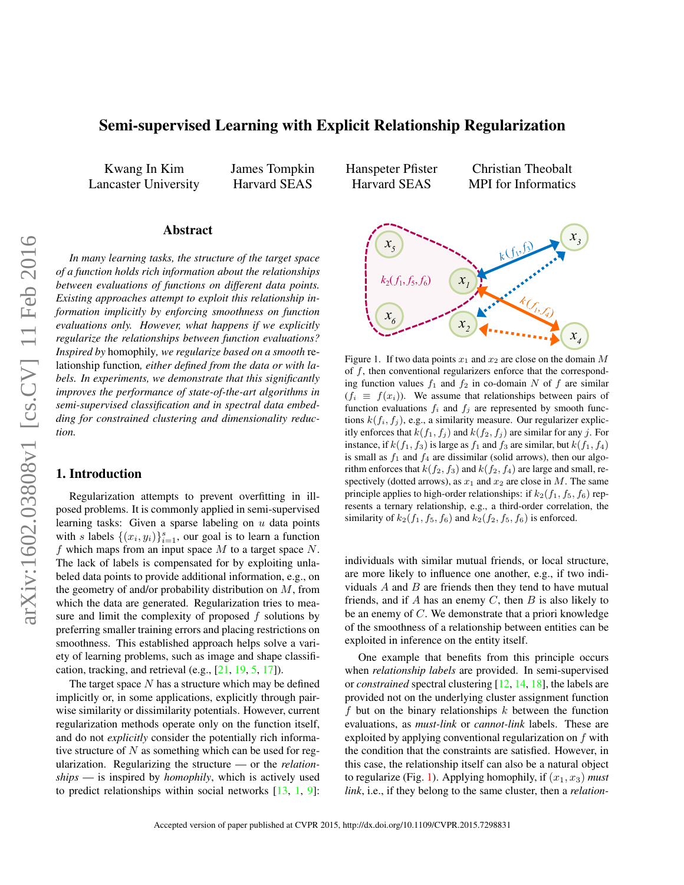# Semi-supervised Learning with Explicit Relationship Regularization

Kwang In Kim
Lancaster University

James Tompkin
Harvard SEAS

Hanspeter Pfister
Harvard SEAS

Christian Theobalt
MPI for Informatics

## Abstract

*In many learning tasks, the structure of the target space of a function holds rich information about the relationships between evaluations of functions on different data points. Existing approaches attempt to exploit this relationship information implicitly by enforcing smoothness on function evaluations only. However, what happens if we explicitly regularize the relationships between function evaluations? Inspired by* homophily*, we regularize based on a smooth* relationship function*, either defined from the data or with labels. In experiments, we demonstrate that this significantly improves the performance of state-of-the-art algorithms in semi-supervised classification and in spectral data embedding for constrained clustering and dimensionality reduction.*

## 1. Introduction

Regularization attempts to prevent overfitting in ill-posed problems. It is commonly applied in semi-supervised learning tasks: Given a sparse labeling on $u$ data points with $s$ labels $\{(x_i, y_i)\}_{i=1}^{s}$, our goal is to learn a function $f$ which maps from an input space $M$ to a target space $N$. The lack of labels is compensated for by exploiting unlabeled data points to provide additional information, e.g., on the geometry of and/or probability distribution on $M$, from which the data are generated. Regularization tries to measure and limit the complexity of proposed $f$ solutions by preferring smaller training errors and placing restrictions on smoothness. This established approach helps solve a variety of learning problems, such as image and shape classification, tracking, and retrieval (e.g., [21, 19, 5, 17]).

The target space $N$ has a structure which may be defined implicitly or, in some applications, explicitly through pairwise similarity or dissimilarity potentials. However, current regularization methods operate only on the function itself, and do not *explicitly* consider the potentially rich informative structure of $N$ as something which can be used for regularization. Regularizing the structure — or the *relationships* — is inspired by *homophily*, which is actively used to predict relationships within social networks [13, 1, 9]: individuals with similar mutual friends, or local structure, are more likely to influence one another, e.g., if two individuals $A$ and $B$ are friends then they tend to have mutual friends, and if $A$ has an enemy $C$, then $B$ is also likely to be an enemy of $C$. We demonstrate that a priori knowledge of the smoothness of a relationship between entities can be exploited in inference on the entity itself.

Figure 1. If two data points $x_1$ and $x_2$ are close on the domain $M$ of $f$, then conventional regularizers enforce that the corresponding function values $f_1$ and $f_2$ in co-domain $N$ of $f$ are similar ($f_i \equiv f(x_i)$). We assume that relationships between pairs of function evaluations $f_i$ and $f_j$ are represented by smooth functions $k(f_i, f_j)$, e.g., a similarity measure. Our regularizer explicitly enforces that $k(f_1, f_j)$ and $k(f_2, f_j)$ are similar for any $j$. For instance, if $k(f_1, f_3)$ is large as $f_1$ and $f_3$ are similar, but $k(f_1, f_4)$ is small as $f_1$ and $f_4$ are dissimilar (solid arrows), then our algorithm enforces that $k(f_2, f_3)$ and $k(f_2, f_4)$ are large and small, respectively (dotted arrows), as $x_1$ and $x_2$ are close in $M$. The same principle applies to high-order relationships: if $k_2(f_1, f_5, f_6)$ represents a ternary relationship, e.g., a third-order correlation, the similarity of $k_2(f_1, f_5, f_6)$ and $k_2(f_2, f_5, f_6)$ is enforced.

One example that benefits from this principle occurs when *relationship labels* are provided. In semi-supervised or *constrained* spectral clustering [12, 14, 18], the labels are provided not on the underlying cluster assignment function $f$ but on the binary relationships $k$ between the function evaluations, as *must-link* or *cannot-link* labels. These are exploited by applying conventional regularization on $f$ with the condition that the constraints are satisfied. However, in this case, the relationship itself can also be a natural object to regularize (Fig. 1). Applying homophily, if $(x_1, x_3)$ *must link*, i.e., if they belong to the same cluster, then a *relation-*

Accepted version of paper published at CVPR 2015, http://dx.doi.org/10.1109/CVPR.2015.7298831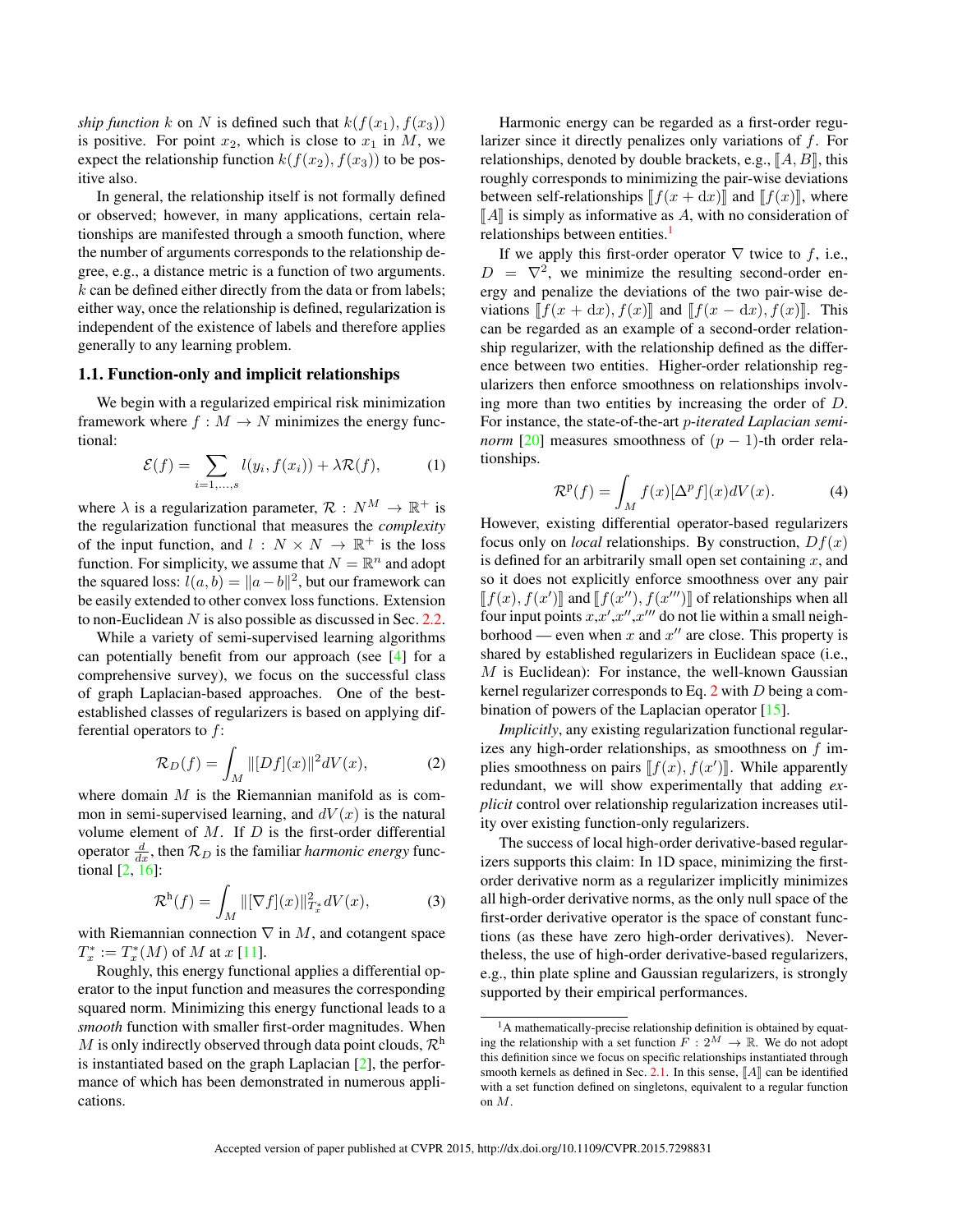*ship function* $k$ on $N$ is defined such that $k(f(x_1), f(x_3))$ is positive. For point $x_2$, which is close to $x_1$ in $M$, we expect the relationship function $k(f(x_2), f(x_3))$ to be positive also.

In general, the relationship itself is not formally defined or observed; however, in many applications, certain relationships are manifested through a smooth function, where the number of arguments corresponds to the relationship degree, e.g., a distance metric is a function of two arguments. $k$ can be defined either directly from the data or from labels; either way, once the relationship is defined, regularization is independent of the existence of labels and therefore applies generally to any learning problem.

### 1.1. Function-only and implicit relationships

We begin with a regularized empirical risk minimization framework where $f : M \to N$ minimizes the energy functional:

$$\mathcal{E}(f) = \sum_{i=1,\dots,s} l(y_i, f(x_i)) + \lambda \mathcal{R}(f), \tag{1}$$

where $\lambda$ is a regularization parameter, $\mathcal{R} : N^M \to \mathbb{R}^+$ is the regularization functional that measures the *complexity* of the input function, and $l : N \times N \to \mathbb{R}^+$ is the loss function. For simplicity, we assume that $N = \mathbb{R}^n$ and adopt the squared loss: $l(a, b) = \|a - b\|^2$, but our framework can be easily extended to other convex loss functions. Extension to non-Euclidean $N$ is also possible as discussed in Sec. 2.2.

While a variety of semi-supervised learning algorithms can potentially benefit from our approach (see [4] for a comprehensive survey), we focus on the successful class of graph Laplacian-based approaches. One of the best-established classes of regularizers is based on applying differential operators to $f$:

$$\mathcal{R}_D(f) = \int_M \|[Df](x)\|^2 dV(x), \tag{2}$$

where domain $M$ is the Riemannian manifold as is common in semi-supervised learning, and $dV(x)$ is the natural volume element of $M$. If $D$ is the first-order differential operator $\frac{d}{dx}$, then $\mathcal{R}_D$ is the familiar *harmonic energy* functional [2, 16]:

$$\mathcal{R}^{\text{h}}(f) = \int_M \|[\nabla f](x)\|^2_{T^*_x} dV(x), \tag{3}$$

with Riemannian connection $\nabla$ in $M$, and cotangent space $T^*_x := T^*_x(M)$ of $M$ at $x$ [11].

Roughly, this energy functional applies a differential operator to the input function and measures the corresponding squared norm. Minimizing this energy functional leads to a *smooth* function with smaller first-order magnitudes. When $M$ is only indirectly observed through data point clouds, $\mathcal{R}^{\text{h}}$ is instantiated based on the graph Laplacian [2], the performance of which has been demonstrated in numerous applications.

Harmonic energy can be regarded as a first-order regularizer since it directly penalizes only variations of $f$. For relationships, denoted by double brackets, e.g., $[\![A, B]\!]$, this roughly corresponds to minimizing the pair-wise deviations between self-relationships $[\![f(x + \mathrm{d}x)]\!]$ and $[\![f(x)]\!]$, where $[\![A]\!]$ is simply as informative as $A$, with no consideration of relationships between entities.[1]

If we apply this first-order operator $\nabla$ twice to $f$, i.e., $D = \nabla^2$, we minimize the resulting second-order energy and penalize the deviations of the two pair-wise deviations $[\![f(x + \mathrm{d}x), f(x)]\!]$ and $[\![f(x - \mathrm{d}x), f(x)]\!]$. This can be regarded as an example of a second-order relationship regularizer, with the relationship defined as the difference between two entities. Higher-order relationship regularizers then enforce smoothness on relationships involving more than two entities by increasing the order of $D$. For instance, the state-of-the-art *p-iterated Laplacian seminorm* [20] measures smoothness of $(p - 1)$-th order relationships.

$$\mathcal{R}^{\text{p}}(f) = \int_M f(x)[\Delta^p f](x) dV(x). \tag{4}$$

However, existing differential operator-based regularizers focus only on *local* relationships. By construction, $Df(x)$ is defined for an arbitrarily small open set containing $x$, and so it does not explicitly enforce smoothness over any pair $[\![f(x), f(x')]\!]$ and $[\![f(x''), f(x''')]\!]$ of relationships when all four input points $x$,$x'$,$x''$,$x'''$ do not lie within a small neighborhood — even when $x$ and $x''$ are close. This property is shared by established regularizers in Euclidean space (i.e., $M$ is Euclidean): For instance, the well-known Gaussian kernel regularizer corresponds to Eq. 2 with $D$ being a combination of powers of the Laplacian operator [15].

*Implicitly*, any existing regularization functional regularizes any high-order relationships, as smoothness on $f$ implies smoothness on pairs $[\![f(x), f(x')]\!]$. While apparently redundant, we will show experimentally that adding *explicit* control over relationship regularization increases utility over existing function-only regularizers.

The success of local high-order derivative-based regularizers supports this claim: In 1D space, minimizing the first-order derivative norm as a regularizer implicitly minimizes all high-order derivative norms, as the only null space of the first-order derivative operator is the space of constant functions (as these have zero high-order derivatives). Nevertheless, the use of high-order derivative-based regularizers, e.g., thin plate spline and Gaussian regularizers, is strongly supported by their empirical performances.

[1] A mathematically-precise relationship definition is obtained by equating the relationship with a set function $F : 2^M \to \mathbb{R}$. We do not adopt this definition since we focus on specific relationships instantiated through smooth kernels as defined in Sec. 2.1. In this sense, $[\![A]\!]$ can be identified with a set function defined on singletons, equivalent to a regular function on $M$.

Accepted version of paper published at CVPR 2015, http://dx.doi.org/10.1109/CVPR.2015.7298831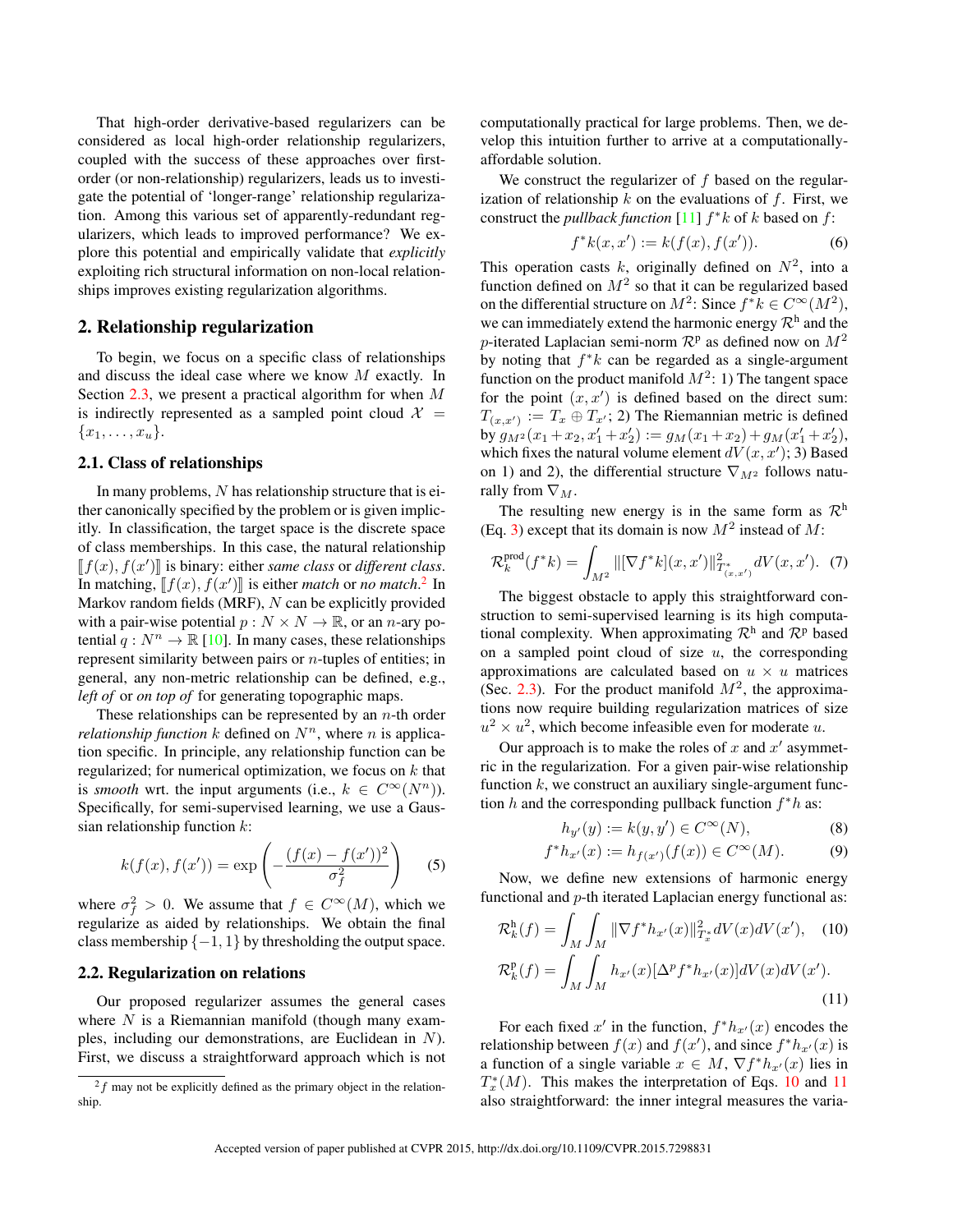That high-order derivative-based regularizers can be considered as local high-order relationship regularizers, coupled with the success of these approaches over first-order (or non-relationship) regularizers, leads us to investigate the potential of 'longer-range' relationship regularization. Among this various set of apparently-redundant regularizers, which leads to improved performance? We explore this potential and empirically validate that *explicitly* exploiting rich structural information on non-local relationships improves existing regularization algorithms.

## 2. Relationship regularization

To begin, we focus on a specific class of relationships and discuss the ideal case where we know $M$ exactly. In Section 2.3, we present a practical algorithm for when $M$ is indirectly represented as a sampled point cloud $\mathcal{X} = \{x_1, \ldots, x_u\}$.

### 2.1. Class of relationships

In many problems, $N$ has relationship structure that is either canonically specified by the problem or is given implicitly. In classification, the target space is the discrete space of class memberships. In this case, the natural relationship $[\![f(x), f(x')]\!]$ is binary: either *same class* or *different class*. In matching, $[\![f(x), f(x')]\!]$ is either *match* or *no match*.[2] In Markov random fields (MRF), $N$ can be explicitly provided with a pair-wise potential $p : N \times N \to \mathbb{R}$, or an $n$-ary potential $q : N^n \to \mathbb{R}$ [10]. In many cases, these relationships represent similarity between pairs or $n$-tuples of entities; in general, any non-metric relationship can be defined, e.g., *left of* or *on top of* for generating topographic maps.

These relationships can be represented by an $n$-th order *relationship function* $k$ defined on $N^n$, where $n$ is application specific. In principle, any relationship function can be regularized; for numerical optimization, we focus on $k$ that is *smooth* wrt. the input arguments (i.e., $k \in C^\infty(N^n)$). Specifically, for semi-supervised learning, we use a Gaussian relationship function $k$:

$$k(f(x), f(x')) = \exp\left(-\frac{(f(x) - f(x'))^2}{\sigma_f^2}\right) \tag{5}$$

where $\sigma_f^2 > 0$. We assume that $f \in C^\infty(M)$, which we regularize as aided by relationships. We obtain the final class membership $\{-1, 1\}$ by thresholding the output space.

### 2.2. Regularization on relations

Our proposed regularizer assumes the general cases where $N$ is a Riemannian manifold (though many examples, including our demonstrations, are Euclidean in $N$). First, we discuss a straightforward approach which is not computationally practical for large problems. Then, we develop this intuition further to arrive at a computationally-affordable solution.

We construct the regularizer of $f$ based on the regularization of relationship $k$ on the evaluations of $f$. First, we construct the *pullback function* [11] $f^*k$ of $k$ based on $f$:

$$f^*k(x, x') := k(f(x), f(x')). \tag{6}$$

This operation casts $k$, originally defined on $N^2$, into a function defined on $M^2$ so that it can be regularized based on the differential structure on $M^2$: Since $f^*k \in C^\infty(M^2)$, we can immediately extend the harmonic energy $\mathcal{R}^{\text{h}}$ and the $p$-iterated Laplacian semi-norm $\mathcal{R}^{\text{p}}$ as defined now on $M^2$ by noting that $f^*k$ can be regarded as a single-argument function on the product manifold $M^2$: 1) The tangent space for the point $(x, x')$ is defined based on the direct sum: $T_{(x,x')} := T_x \oplus T_{x'}$; 2) The Riemannian metric is defined by $g_{M^2}(x_1 + x_2, x'_1 + x'_2) := g_M(x_1 + x_2) + g_M(x'_1 + x'_2)$, which fixes the natural volume element $dV(x, x')$; 3) Based on 1) and 2), the differential structure $\nabla_{M^2}$ follows naturally from $\nabla_M$.

The resulting new energy is in the same form as $\mathcal{R}^{\text{h}}$ (Eq. 3) except that its domain is now $M^2$ instead of $M$:

$$\mathcal{R}_k^{\text{prod}}(f^*k) = \int_{M^2} \|[\nabla f^*k](x, x')\|^2_{T^*_{(x,x')}} dV(x, x'). \tag{7}$$

The biggest obstacle to apply this straightforward construction to semi-supervised learning is its high computational complexity. When approximating $\mathcal{R}^{\text{h}}$ and $\mathcal{R}^{\text{p}}$ based on a sampled point cloud of size $u$, the corresponding approximations are calculated based on $u \times u$ matrices (Sec. 2.3). For the product manifold $M^2$, the approximations now require building regularization matrices of size $u^2 \times u^2$, which become infeasible even for moderate $u$.

Our approach is to make the roles of $x$ and $x'$ asymmetric in the regularization. For a given pair-wise relationship function $k$, we construct an auxiliary single-argument function $h$ and the corresponding pullback function $f^*h$ as:

$$h_{y'}(y) := k(y, y') \in C^\infty(N), \tag{8}$$

$$f^*h_{x'}(x) := h_{f(x')}(f(x)) \in C^\infty(M). \tag{9}$$

Now, we define new extensions of harmonic energy functional and $p$-th iterated Laplacian energy functional as:

$$\mathcal{R}_k^{\text{h}}(f) = \int_M \int_M \|\nabla f^*h_{x'}(x)\|^2_{T^*_x} dV(x) dV(x'), \tag{10}$$

$$\mathcal{R}_k^{\text{p}}(f) = \int_M \int_M h_{x'}(x)[\Delta^p f^*h_{x'}(x)] dV(x) dV(x'). \tag{11}$$

For each fixed $x'$ in the function, $f^*h_{x'}(x)$ encodes the relationship between $f(x)$ and $f(x')$, and since $f^*h_{x'}(x)$ is a function of a single variable $x \in M$, $\nabla f^*h_{x'}(x)$ lies in $T^*_x(M)$. This makes the interpretation of Eqs. 10 and 11 also straightforward: the inner integral measures the varia-

[2] $f$ may not be explicitly defined as the primary object in the relationship.

Accepted version of paper published at CVPR 2015, http://dx.doi.org/10.1109/CVPR.2015.7298831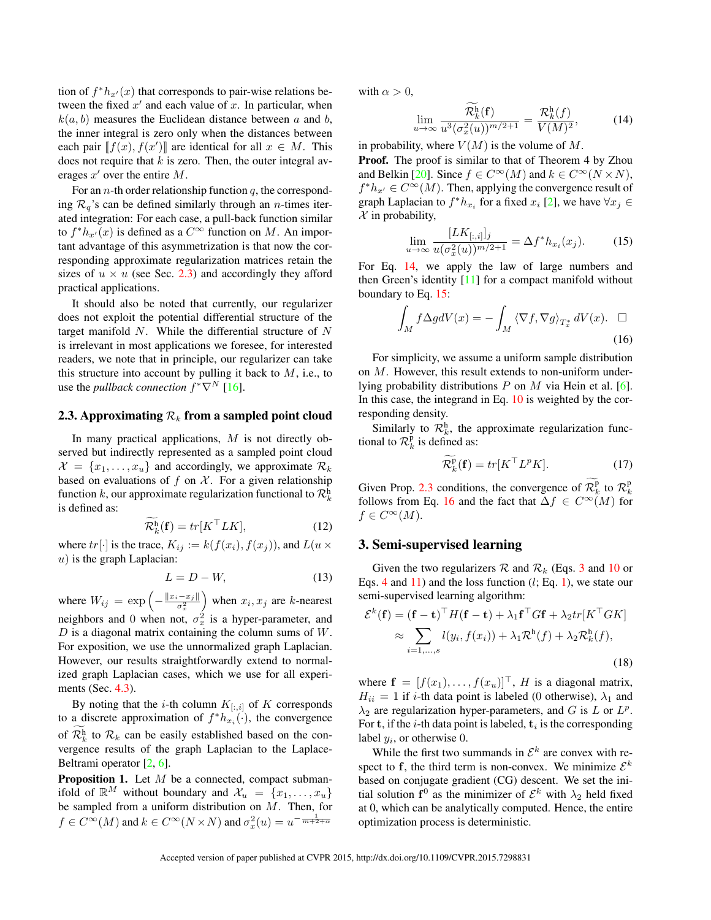tion of $f^*h_{x'}(x)$ that corresponds to pair-wise relations between the fixed $x'$ and each value of $x$. In particular, when $k(a,b)$ measures the Euclidean distance between $a$ and $b$, the inner integral is zero only when the distances between each pair $[\![f(x), f(x')]\!]$ are identical for all $x \in M$. This does not require that $k$ is zero. Then, the outer integral averages $x'$ over the entire $M$.

For an $n$-th order relationship function $q$, the corresponding $\mathcal{R}_q$'s can be defined similarly through an $n$-times iterated integration: For each case, a pull-back function similar to $f^*h_{x'}(x)$ is defined as a $C^\infty$ function on $M$. An important advantage of this asymmetrization is that now the corresponding approximate regularization matrices retain the sizes of $u \times u$ (see Sec. 2.3) and accordingly they afford practical applications.

It should also be noted that currently, our regularizer does not exploit the potential differential structure of the target manifold $N$. While the differential structure of $N$ is irrelevant in most applications we foresee, for interested readers, we note that in principle, our regularizer can take this structure into account by pulling it back to $M$, i.e., to use the *pullback connection* $f^*\nabla^N$ [16].

### 2.3. Approximating $\mathcal{R}_k$ from a sampled point cloud

In many practical applications, $M$ is not directly observed but indirectly represented as a sampled point cloud $\mathcal{X} = \{x_1, \ldots, x_u\}$ and accordingly, we approximate $\mathcal{R}_k$ based on evaluations of $f$ on $\mathcal{X}$. For a given relationship function $k$, our approximate regularization functional to $\mathcal{R}_k^{\text{h}}$ is defined as:

$$\widetilde{\mathcal{R}_k^{\text{h}}}(\mathbf{f}) = tr[K^\top L K], \tag{12}$$

where $tr[\cdot]$ is the trace, $K_{ij} := k(f(x_i), f(x_j))$, and $L(u \times u)$ is the graph Laplacian:

$$L = D - W, \tag{13}$$

where $W_{ij} = \exp\left(-\frac{\|x_i - x_j\|}{\sigma_x^2}\right)$ when $x_i, x_j$ are $k$-nearest neighbors and 0 when not, $\sigma_x^2$ is a hyper-parameter, and $D$ is a diagonal matrix containing the column sums of $W$. For exposition, we use the unnormalized graph Laplacian. However, our results straightforwardly extend to normalized graph Laplacian cases, which we use for all experiments (Sec. 4.3).

By noting that the $i$-th column $K_{[:,i]}$ of $K$ corresponds to a discrete approximation of $f^*h_{x_i}(\cdot)$, the convergence of $\widetilde{\mathcal{R}_k^{\text{h}}}$ to $\mathcal{R}_k$ can be easily established based on the convergence results of the graph Laplacian to the Laplace-Beltrami operator [2, 6].

**Proposition 1.** Let $M$ be a connected, compact submanifold of $\mathbb{R}^M$ without boundary and $\mathcal{X}_u = \{x_1, \ldots, x_u\}$ be sampled from a uniform distribution on $M$. Then, for $f \in C^\infty(M)$ and $k \in C^\infty(N \times N)$ and $\sigma_x^2(u) = u^{-\frac{1}{m+2+\alpha}}$ with $\alpha > 0$,

$$\lim_{u\to\infty} \frac{\widetilde{\mathcal{R}_k^{\text{h}}}(\mathbf{f})}{u^3(\sigma_x^2(u))^{m/2+1}} = \frac{\mathcal{R}_k^{\text{h}}(f)}{V(M)^2}, \tag{14}$$

in probability, where $V(M)$ is the volume of $M$.

**Proof.** The proof is similar to that of Theorem 4 by Zhou and Belkin [20]. Since $f \in C^\infty(M)$ and $k \in C^\infty(N \times N)$, $f^*h_{x'} \in C^\infty(M)$. Then, applying the convergence result of graph Laplacian to $f^*h_{x_i}$ for a fixed $x_i$ [2], we have $\forall x_j \in \mathcal{X}$ in probability,

$$\lim_{u\to\infty} \frac{[LK_{[:,i]}]_j}{u(\sigma_x^2(u))^{m/2+1}} = \Delta f^*h_{x_i}(x_j). \tag{15}$$

For Eq. 14, we apply the law of large numbers and then Green's identity [11] for a compact manifold without boundary to Eq. 15:

$$\int_M f\Delta g dV(x) = -\int_M \langle \nabla f, \nabla g \rangle_{T_x^*} dV(x). \quad \square \tag{16}$$

For simplicity, we assume a uniform sample distribution on $M$. However, this result extends to non-uniform underlying probability distributions $P$ on $M$ via Hein et al. [6]. In this case, the integrand in Eq. 10 is weighted by the corresponding density.

Similarly to $\mathcal{R}_k^{\text{h}}$, the approximate regularization functional to $\mathcal{R}_k^{\text{p}}$ is defined as:

$$\widetilde{\mathcal{R}_k^{\text{p}}}(\mathbf{f}) = tr[K^\top L^p K]. \tag{17}$$

Given Prop. 2.3 conditions, the convergence of $\widetilde{\mathcal{R}_k^{\text{p}}}$ to $\mathcal{R}_k^{\text{p}}$ follows from Eq. 16 and the fact that $\Delta f \in C^\infty(M)$ for $f \in C^\infty(M)$.

## 3. Semi-supervised learning

Given the two regularizers $\mathcal{R}$ and $\mathcal{R}_k$ (Eqs. 3 and 10 or Eqs. 4 and 11) and the loss function ($l$; Eq. 1), we state our semi-supervised learning algorithm:

$$\begin{aligned}
\mathcal{E}^k(\mathbf{f}) &= (\mathbf{f} - \mathbf{t})^\top H(\mathbf{f} - \mathbf{t}) + \lambda_1 \mathbf{f}^\top G\mathbf{f} + \lambda_2 tr[K^\top G K] \\
&\approx \sum_{i=1,\ldots,s} l(y_i, f(x_i)) + \lambda_1 \mathcal{R}^{\text{h}}(f) + \lambda_2 \mathcal{R}_k^{\text{h}}(f),
\end{aligned} \tag{18}$$

where $\mathbf{f} = [f(x_1), \ldots, f(x_u)]^\top$, $H$ is a diagonal matrix, $H_{ii} = 1$ if $i$-th data point is labeled (0 otherwise), $\lambda_1$ and $\lambda_2$ are regularization hyper-parameters, and $G$ is $L$ or $L^p$. For $\mathbf{t}$, if the $i$-th data point is labeled, $\mathbf{t}_i$ is the corresponding label $y_i$, or otherwise 0.

While the first two summands in $\mathcal{E}^k$ are convex with respect to $\mathbf{f}$, the third term is non-convex. We minimize $\mathcal{E}^k$ based on conjugate gradient (CG) descent. We set the initial solution $\mathbf{f}^0$ as the minimizer of $\mathcal{E}^k$ with $\lambda_2$ held fixed at 0, which can be analytically computed. Hence, the entire optimization process is deterministic.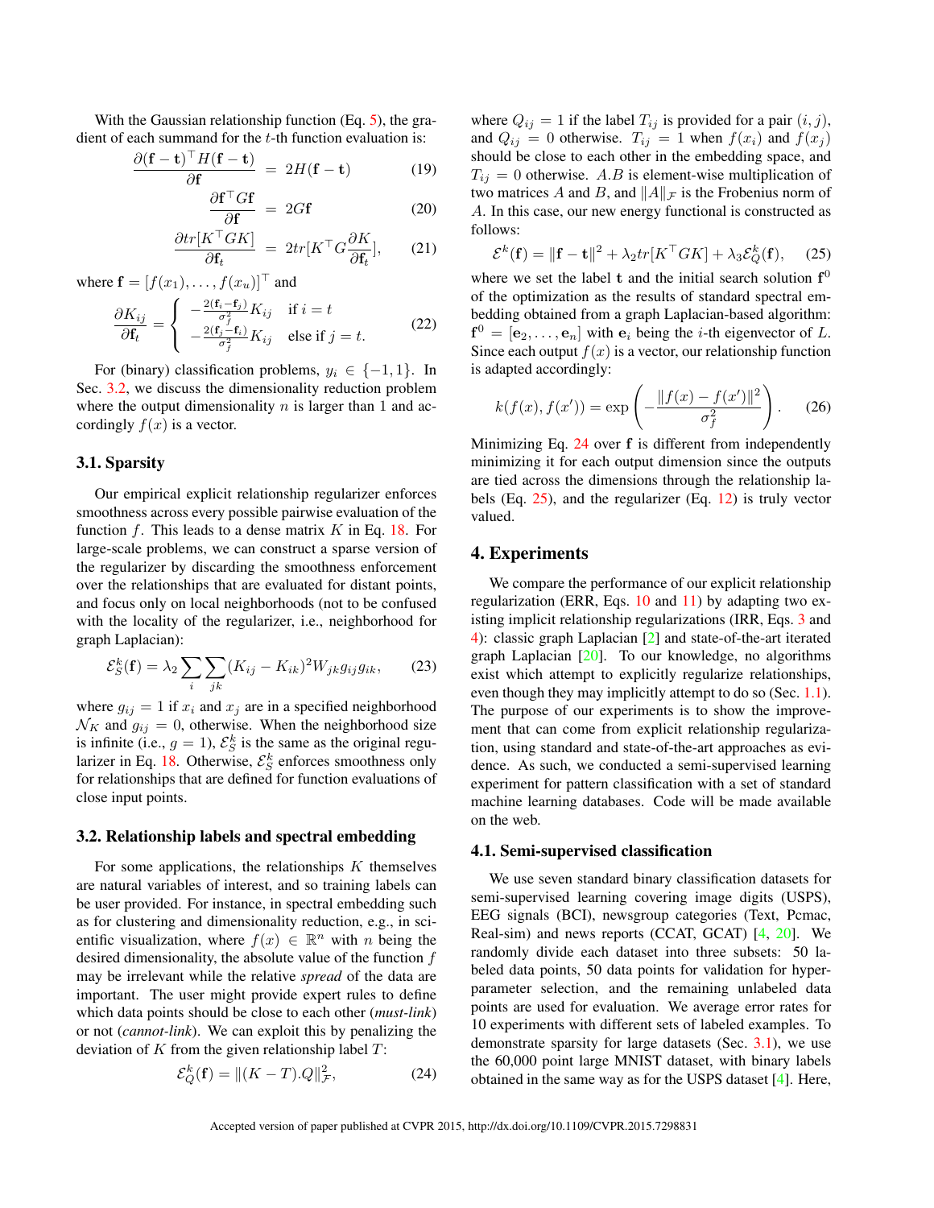With the Gaussian relationship function (Eq. 5), the gradient of each summand for the $t$-th function evaluation is:

$$\frac{\partial (\mathbf{f}-\mathbf{t})^\top H(\mathbf{f}-\mathbf{t})}{\partial \mathbf{f}} = 2H(\mathbf{f}-\mathbf{t}) \tag{19}$$

$$\frac{\partial \mathbf{f}^\top G \mathbf{f}}{\partial \mathbf{f}} = 2G\mathbf{f} \tag{20}$$

$$\frac{\partial tr[K^\top G K]}{\partial \mathbf{f}_t} = 2tr[K^\top G \frac{\partial K}{\partial \mathbf{f}_t}], \tag{21}$$

where $\mathbf{f} = [f(x_1), \ldots, f(x_u)]^\top$ and

$$\frac{\partial K_{ij}}{\partial \mathbf{f}_t} = \begin{cases} -\frac{2(\mathbf{f}_i - \mathbf{f}_j)}{\sigma_f^2} K_{ij} & \text{if } i = t \\ -\frac{2(\mathbf{f}_j - \mathbf{f}_i)}{\sigma_f^2} K_{ij} & \text{else if } j = t. \end{cases} \tag{22}$$

For (binary) classification problems, $y_i \in \{-1, 1\}$. In Sec. 3.2, we discuss the dimensionality reduction problem where the output dimensionality $n$ is larger than 1 and accordingly $f(x)$ is a vector.

### 3.1. Sparsity

Our empirical explicit relationship regularizer enforces smoothness across every possible pairwise evaluation of the function $f$. This leads to a dense matrix $K$ in Eq. 18. For large-scale problems, we can construct a sparse version of the regularizer by discarding the smoothness enforcement over the relationships that are evaluated for distant points, and focus only on local neighborhoods (not to be confused with the locality of the regularizer, i.e., neighborhood for graph Laplacian):

$$\mathcal{E}_S^k(\mathbf{f}) = \lambda_2 \sum_i \sum_{jk} (K_{ij} - K_{ik})^2 W_{jk} g_{ij} g_{ik}, \tag{23}$$

where $g_{ij} = 1$ if $x_i$ and $x_j$ are in a specified neighborhood $\mathcal{N}_K$ and $g_{ij} = 0$, otherwise. When the neighborhood size is infinite (i.e., $g = 1$), $\mathcal{E}_S^k$ is the same as the original regularizer in Eq. 18. Otherwise, $\mathcal{E}_S^k$ enforces smoothness only for relationships that are defined for function evaluations of close input points.

### 3.2. Relationship labels and spectral embedding

For some applications, the relationships $K$ themselves are natural variables of interest, and so training labels can be user provided. For instance, in spectral embedding such as for clustering and dimensionality reduction, e.g., in scientific visualization, where $f(x) \in \mathbb{R}^n$ with $n$ being the desired dimensionality, the absolute value of the function $f$ may be irrelevant while the relative *spread* of the data are important. The user might provide expert rules to define which data points should be close to each other (*must-link*) or not (*cannot-link*). We can exploit this by penalizing the deviation of $K$ from the given relationship label $T$:

$$\mathcal{E}_Q^k(\mathbf{f}) = \|(K - T).Q\|_{\mathcal{F}}^2, \tag{24}$$

where $Q_{ij} = 1$ if the label $T_{ij}$ is provided for a pair $(i, j)$, and $Q_{ij} = 0$ otherwise. $T_{ij} = 1$ when $f(x_i)$ and $f(x_j)$ should be close to each other in the embedding space, and $T_{ij} = 0$ otherwise. $A.B$ is element-wise multiplication of two matrices $A$ and $B$, and $\|A\|_{\mathcal{F}}$ is the Frobenius norm of $A$. In this case, our new energy functional is constructed as follows:

$$\mathcal{E}^k(\mathbf{f}) = \|\mathbf{f} - \mathbf{t}\|^2 + \lambda_2 tr[K^\top G K] + \lambda_3 \mathcal{E}_Q^k(\mathbf{f}), \tag{25}$$

where we set the label $\mathbf{t}$ and the initial search solution $\mathbf{f}^0$ of the optimization as the results of standard spectral embedding obtained from a graph Laplacian-based algorithm: $\mathbf{f}^0 = [\mathbf{e}_2, \ldots, \mathbf{e}_n]$ with $\mathbf{e}_i$ being the $i$-th eigenvector of $L$. Since each output $f(x)$ is a vector, our relationship function is adapted accordingly:

$$k(f(x), f(x')) = \exp\left(-\frac{\|f(x) - f(x')\|^2}{\sigma_f^2}\right). \tag{26}$$

Minimizing Eq. 24 over $\mathbf{f}$ is different from independently minimizing it for each output dimension since the outputs are tied across the dimensions through the relationship labels (Eq. 25), and the regularizer (Eq. 12) is truly vector valued.

## 4. Experiments

We compare the performance of our explicit relationship regularization (ERR, Eqs. 10 and 11) by adapting two existing implicit relationship regularizations (IRR, Eqs. 3 and 4): classic graph Laplacian [2] and state-of-the-art iterated graph Laplacian [20]. To our knowledge, no algorithms exist which attempt to explicitly regularize relationships, even though they may implicitly attempt to do so (Sec. 1.1). The purpose of our experiments is to show the improvement that can come from explicit relationship regularization, using standard and state-of-the-art approaches as evidence. As such, we conducted a semi-supervised learning experiment for pattern classification with a set of standard machine learning databases. Code will be made available on the web.

### 4.1. Semi-supervised classification

We use seven standard binary classification datasets for semi-supervised learning covering image digits (USPS), EEG signals (BCI), newsgroup categories (Text, Pcmac, Real-sim) and news reports (CCAT, GCAT) [4, 20]. We randomly divide each dataset into three subsets: 50 labeled data points, 50 data points for validation for hyperparameter selection, and the remaining unlabeled data points are used for evaluation. We average error rates for 10 experiments with different sets of labeled examples. To demonstrate sparsity for large datasets (Sec. 3.1), we use the 60,000 point large MNIST dataset, with binary labels obtained in the same way as for the USPS dataset [4]. Here,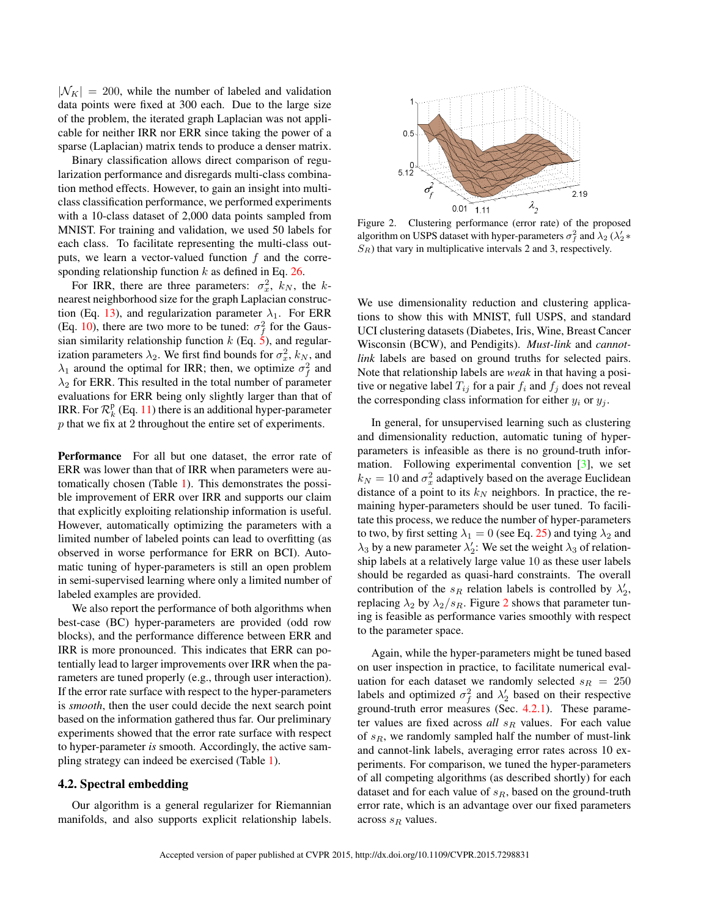$|\mathcal{N}_K| = 200$, while the number of labeled and validation data points were fixed at 300 each. Due to the large size of the problem, the iterated graph Laplacian was not applicable for neither IRR nor ERR since taking the power of a sparse (Laplacian) matrix tends to produce a denser matrix.

Binary classification allows direct comparison of regularization performance and disregards multi-class combination method effects. However, to gain an insight into multi-class classification performance, we performed experiments with a 10-class dataset of 2,000 data points sampled from MNIST. For training and validation, we used 50 labels for each class. To facilitate representing the multi-class outputs, we learn a vector-valued function $f$ and the corresponding relationship function $k$ as defined in Eq. 26.

For IRR, there are three parameters: $\sigma_x^2$, $k_N$, the $k$-nearest neighborhood size for the graph Laplacian construction (Eq. 13), and regularization parameter $\lambda_1$. For ERR (Eq. 10), there are two more to be tuned: $\sigma_f^2$ for the Gaussian similarity relationship function $k$ (Eq. 5), and regularization parameters $\lambda_2$. We first find bounds for $\sigma_x^2$, $k_N$, and $\lambda_1$ around the optimal for IRR; then, we optimize $\sigma_f^2$ and $\lambda_2$ for ERR. This resulted in the total number of parameter evaluations for ERR being only slightly larger than that of IRR. For $\mathcal{R}_k^{\mathrm{p}}$ (Eq. 11) there is an additional hyper-parameter $p$ that we fix at 2 throughout the entire set of experiments.

**Performance** For all but one dataset, the error rate of ERR was lower than that of IRR when parameters were automatically chosen (Table 1). This demonstrates the possible improvement of ERR over IRR and supports our claim that explicitly exploiting relationship information is useful. However, automatically optimizing the parameters with a limited number of labeled points can lead to overfitting (as observed in worse performance for ERR on BCI). Automatic tuning of hyper-parameters is still an open problem in semi-supervised learning where only a limited number of labeled examples are provided.

We also report the performance of both algorithms when best-case (BC) hyper-parameters are provided (odd row blocks), and the performance difference between ERR and IRR is more pronounced. This indicates that ERR can potentially lead to larger improvements over IRR when the parameters are tuned properly (e.g., through user interaction). If the error rate surface with respect to the hyper-parameters is *smooth*, then the user could decide the next search point based on the information gathered thus far. Our preliminary experiments showed that the error rate surface with respect to hyper-parameter *is* smooth. Accordingly, the active sampling strategy can indeed be exercised (Table 1).

## 4.2. Spectral embedding

Our algorithm is a general regularizer for Riemannian manifolds, and also supports explicit relationship labels.

Figure 2. Clustering performance (error rate) of the proposed algorithm on USPS dataset with hyper-parameters $\sigma_f^2$ and $\lambda_2$ ($\lambda_2' * S_R$) that vary in multiplicative intervals 2 and 3, respectively.

We use dimensionality reduction and clustering applications to show this with MNIST, full USPS, and standard UCI clustering datasets (Diabetes, Iris, Wine, Breast Cancer Wisconsin (BCW), and Pendigits). *Must-link* and *cannot-link* labels are based on ground truths for selected pairs. Note that relationship labels are *weak* in that having a positive or negative label $T_{ij}$ for a pair $f_i$ and $f_j$ does not reveal the corresponding class information for either $y_i$ or $y_j$.

In general, for unsupervised learning such as clustering and dimensionality reduction, automatic tuning of hyper-parameters is infeasible as there is no ground-truth information. Following experimental convention [3], we set $k_N = 10$ and $\sigma_x^2$ adaptively based on the average Euclidean distance of a point to its $k_N$ neighbors. In practice, the remaining hyper-parameters should be user tuned. To facilitate this process, we reduce the number of hyper-parameters to two, by first setting $\lambda_1 = 0$ (see Eq. 25) and tying $\lambda_2$ and $\lambda_3$ by a new parameter $\lambda_2'$: We set the weight $\lambda_3$ of relationship labels at a relatively large value 10 as these user labels should be regarded as quasi-hard constraints. The overall contribution of the $s_R$ relation labels is controlled by $\lambda_2'$, replacing $\lambda_2$ by $\lambda_2/s_R$. Figure 2 shows that parameter tuning is feasible as performance varies smoothly with respect to the parameter space.

Again, while the hyper-parameters might be tuned based on user inspection in practice, to facilitate numerical evaluation for each dataset we randomly selected $s_R = 250$ labels and optimized $\sigma_f^2$ and $\lambda_2'$ based on their respective ground-truth error measures (Sec. 4.2.1). These parameter values are fixed across *all* $s_R$ values. For each value of $s_R$, we randomly sampled half the number of must-link and cannot-link labels, averaging error rates across 10 experiments. For comparison, we tuned the hyper-parameters of all competing algorithms (as described shortly) for each dataset and for each value of $s_R$, based on the ground-truth error rate, which is an advantage over our fixed parameters across $s_R$ values.

Accepted version of paper published at CVPR 2015, http://dx.doi.org/10.1109/CVPR.2015.7298831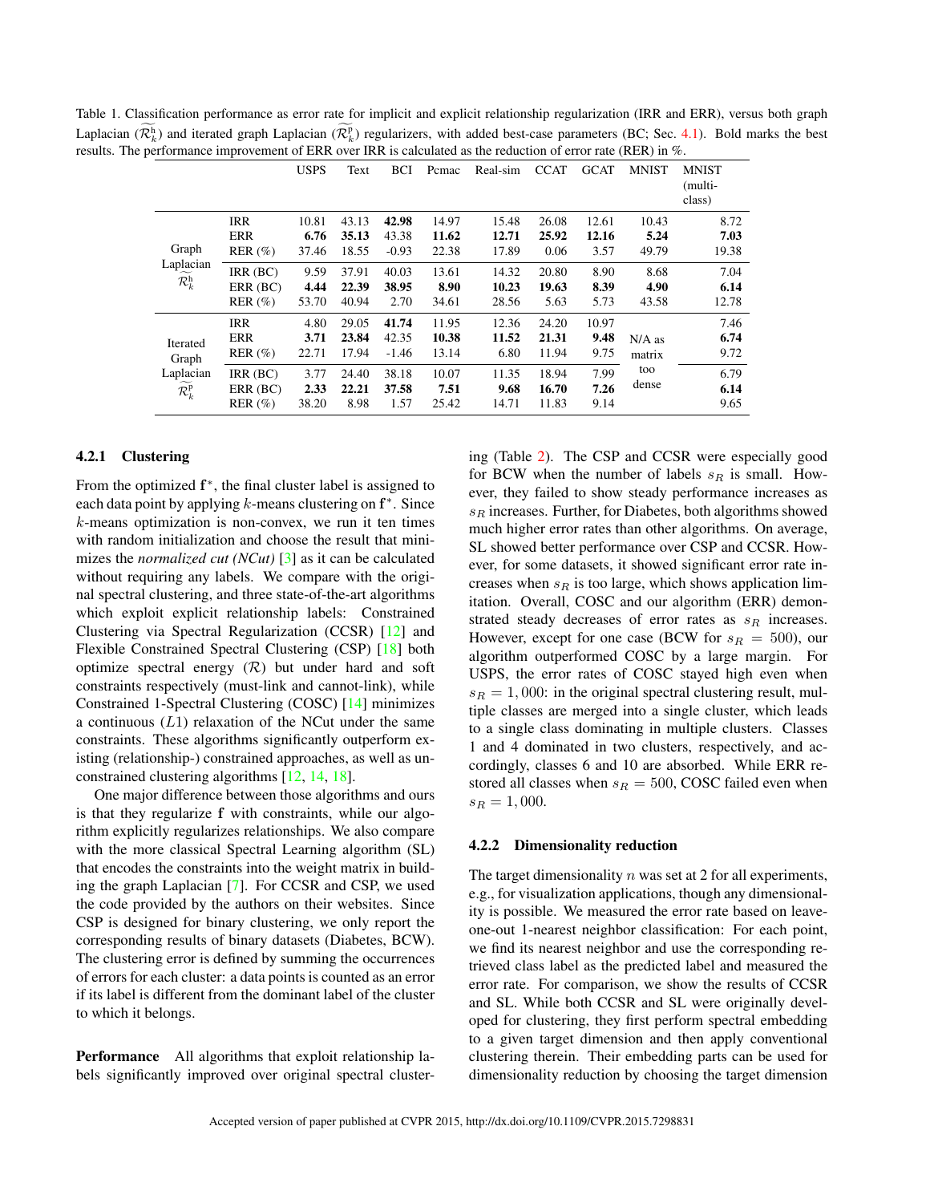Table 1. Classification performance as error rate for implicit and explicit relationship regularization (IRR and ERR), versus both graph Laplacian ($\widetilde{\mathcal{R}}_k^{\mathrm{h}}$) and iterated graph Laplacian ($\widetilde{\mathcal{R}}_k^{\mathrm{p}}$) regularizers, with added best-case parameters (BC; Sec. 4.1). Bold marks the best results. The performance improvement of ERR over IRR is calculated as the reduction of error rate (RER) in %.

| | | USPS | Text | BCI | Pcmac | Real-sim | CCAT | GCAT | MNIST | MNIST (multi-class) |
|---|---|---|---|---|---|---|---|---|---|---|
| Graph Laplacian $\widetilde{\mathcal{R}}_k^{\mathrm{h}}$ | IRR | 10.81 | 43.13 | **42.98** | 14.97 | 15.48 | 26.08 | 12.61 | 10.43 | 8.72 |
| | ERR | **6.76** | **35.13** | 43.38 | **11.62** | **12.71** | **25.92** | **12.16** | **5.24** | **7.03** |
| | RER (%) | 37.46 | 18.55 | -0.93 | 22.38 | 17.89 | 0.06 | 3.57 | 49.79 | 19.38 |
| | IRR (BC) | 9.59 | 37.91 | 40.03 | 13.61 | 14.32 | 20.80 | 8.90 | 8.68 | 7.04 |
| | ERR (BC) | **4.44** | **22.39** | **38.95** | **8.90** | **10.23** | **19.63** | **8.39** | **4.90** | **6.14** |
| | RER (%) | 53.70 | 40.94 | 2.70 | 34.61 | 28.56 | 5.63 | 5.73 | 43.58 | 12.78 |
| Iterated Graph Laplacian $\widetilde{\mathcal{R}}_k^{\mathrm{p}}$ | IRR | 4.80 | 29.05 | **41.74** | 11.95 | 12.36 | 24.20 | 10.97 | N/A as matrix too dense | 7.46 |
| | ERR | **3.71** | **23.84** | 42.35 | **10.38** | **11.52** | **21.31** | **9.48** | | **6.74** |
| | RER (%) | 22.71 | 17.94 | -1.46 | 13.14 | 6.80 | 11.94 | 9.75 | | 9.72 |
| | IRR (BC) | 3.77 | 24.40 | 38.18 | 10.07 | 11.35 | 18.94 | 7.99 | | 6.79 |
| | ERR (BC) | **2.33** | **22.21** | **37.58** | **7.51** | **9.68** | **16.70** | **7.26** | | **6.14** |
| | RER (%) | 38.20 | 8.98 | 1.57 | 25.42 | 14.71 | 11.83 | 9.14 | | 9.65 |

#### 4.2.1 Clustering

From the optimized $\mathbf{f}^*$, the final cluster label is assigned to each data point by applying $k$-means clustering on $\mathbf{f}^*$. Since $k$-means optimization is non-convex, we run it ten times with random initialization and choose the result that minimizes the *normalized cut (NCut)* [3] as it can be calculated without requiring any labels. We compare with the original spectral clustering, and three state-of-the-art algorithms which exploit explicit relationship labels: Constrained Clustering via Spectral Regularization (CCSR) [12] and Flexible Constrained Spectral Clustering (CSP) [18] both optimize spectral energy ($\mathcal{R}$) but under hard and soft constraints respectively (must-link and cannot-link), while Constrained 1-Spectral Clustering (COSC) [14] minimizes a continuous ($L1$) relaxation of the NCut under the same constraints. These algorithms significantly outperform existing (relationship-) constrained approaches, as well as unconstrained clustering algorithms [12, 14, 18].

One major difference between those algorithms and ours is that they regularize $\mathbf{f}$ with constraints, while our algorithm explicitly regularizes relationships. We also compare with the more classical Spectral Learning algorithm (SL) that encodes the constraints into the weight matrix in building the graph Laplacian [7]. For CCSR and CSP, we used the code provided by the authors on their websites. Since CSP is designed for binary clustering, we only report the corresponding results of binary datasets (Diabetes, BCW). The clustering error is defined by summing the occurrences of errors for each cluster: a data points is counted as an error if its label is different from the dominant label of the cluster to which it belongs.

**Performance** All algorithms that exploit relationship labels significantly improved over original spectral clustering (Table 2). The CSP and CCSR were especially good for BCW when the number of labels $s_R$ is small. However, they failed to show steady performance increases as $s_R$ increases. Further, for Diabetes, both algorithms showed much higher error rates than other algorithms. On average, SL showed better performance over CSP and CCSR. However, for some datasets, it showed significant error rate increases when $s_R$ is too large, which shows application limitation. Overall, COSC and our algorithm (ERR) demonstrated steady decreases of error rates as $s_R$ increases. However, except for one case (BCW for $s_R = 500$), our algorithm outperformed COSC by a large margin. For USPS, the error rates of COSC stayed high even when $s_R = 1,000$: in the original spectral clustering result, multiple classes are merged into a single cluster, which leads to a single class dominating in multiple clusters. Classes 1 and 4 dominated in two clusters, respectively, and accordingly, classes 6 and 10 are absorbed. While ERR restored all classes when $s_R = 500$, COSC failed even when $s_R = 1,000$.

#### 4.2.2 Dimensionality reduction

The target dimensionality $n$ was set at 2 for all experiments, e.g., for visualization applications, though any dimensionality is possible. We measured the error rate based on leave-one-out 1-nearest neighbor classification: For each point, we find its nearest neighbor and use the corresponding retrieved class label as the predicted label and measured the error rate. For comparison, we show the results of CCSR and SL. While both CCSR and SL were originally developed for clustering, they first perform spectral embedding to a given target dimension and then apply conventional clustering therein. Their embedding parts can be used for dimensionality reduction by choosing the target dimension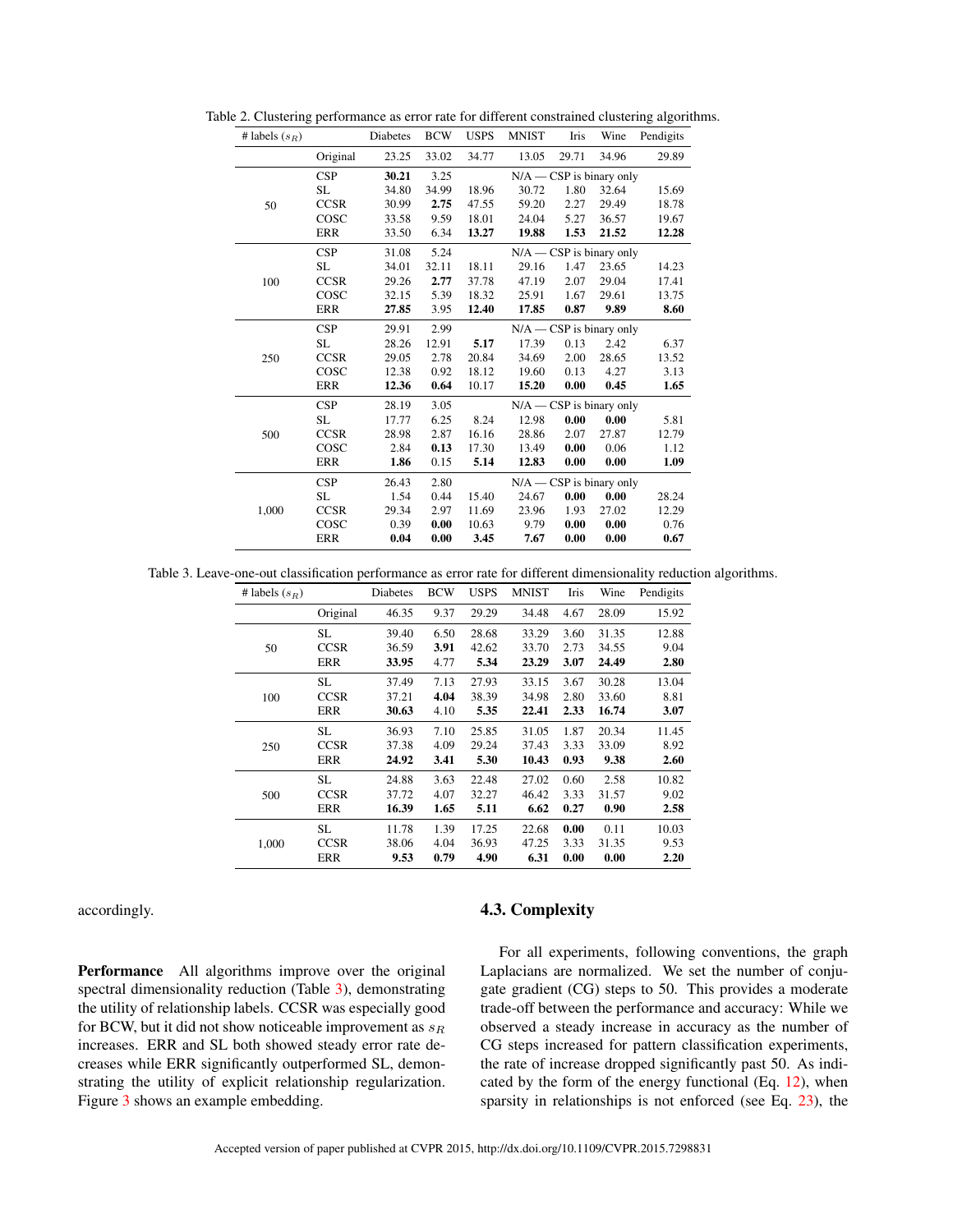Table 2. Clustering performance as error rate for different constrained clustering algorithms.

| # labels ($s_R$) | | Diabetes | BCW | USPS | MNIST | Iris | Wine | Pendigits |
|---|---|---|---|---|---|---|---|---|
| | Original | 23.25 | 33.02 | 34.77 | 13.05 | 29.71 | 34.96 | 29.89 |
| 50 | CSP | **30.21** | 3.25 | N/A — CSP is binary only | | | | |
| | SL | 34.80 | 34.99 | 18.96 | 30.72 | 1.80 | 32.64 | 15.69 |
| | CCSR | 30.99 | **2.75** | 47.55 | 59.20 | 2.27 | 29.49 | 18.78 |
| | COSC | 33.58 | 9.59 | 18.01 | 24.04 | 5.27 | 36.57 | 19.67 |
| | ERR | 33.50 | 6.34 | **13.27** | **19.88** | **1.53** | **21.52** | **12.28** |
| 100 | CSP | 31.08 | 5.24 | N/A — CSP is binary only | | | | |
| | SL | 34.01 | 32.11 | 18.11 | 29.16 | 1.47 | 23.65 | 14.23 |
| | CCSR | 29.26 | **2.77** | 37.78 | 47.19 | 2.07 | 29.04 | 17.41 |
| | COSC | 32.15 | 5.39 | 18.32 | 25.91 | 1.67 | 29.61 | 13.75 |
| | ERR | **27.85** | 3.95 | **12.40** | **17.85** | **0.87** | **9.89** | **8.60** |
| 250 | CSP | 29.91 | 2.99 | N/A — CSP is binary only | | | | |
| | SL | 28.26 | 12.91 | **5.17** | 17.39 | 0.13 | 2.42 | 6.37 |
| | CCSR | 29.05 | 2.78 | 20.84 | 34.69 | 2.00 | 28.65 | 13.52 |
| | COSC | 12.38 | 0.92 | 18.12 | 19.60 | 0.13 | 4.27 | 3.13 |
| | ERR | **12.36** | **0.64** | 10.17 | **15.20** | **0.00** | **0.45** | **1.65** |
| 500 | CSP | 28.19 | 3.05 | N/A — CSP is binary only | | | | |
| | SL | 17.77 | 6.25 | 8.24 | 12.98 | **0.00** | **0.00** | 5.81 |
| | CCSR | 28.98 | 2.87 | 16.16 | 28.86 | 2.07 | 27.87 | 12.79 |
| | COSC | 2.84 | **0.13** | 17.30 | 13.49 | **0.00** | 0.06 | 1.12 |
| | ERR | **1.86** | 0.15 | **5.14** | **12.83** | **0.00** | **0.00** | **1.09** |
| 1,000 | CSP | 26.43 | 2.80 | N/A — CSP is binary only | | | | |
| | SL | 1.54 | 0.44 | 15.40 | 24.67 | **0.00** | **0.00** | 28.24 |
| | CCSR | 29.34 | 2.97 | 11.69 | 23.96 | 1.93 | 27.02 | 12.29 |
| | COSC | 0.39 | **0.00** | 10.63 | 9.79 | **0.00** | **0.00** | 0.76 |
| | ERR | **0.04** | **0.00** | **3.45** | **7.67** | **0.00** | **0.00** | **0.67** |

Table 3. Leave-one-out classification performance as error rate for different dimensionality reduction algorithms.

| # labels ($s_R$) | | Diabetes | BCW | USPS | MNIST | Iris | Wine | Pendigits |
|---|---|---|---|---|---|---|---|---|
| | Original | 46.35 | 9.37 | 29.29 | 34.48 | 4.67 | 28.09 | 15.92 |
| 50 | SL | 39.40 | 6.50 | 28.68 | 33.29 | 3.60 | 31.35 | 12.88 |
| | CCSR | 36.59 | **3.91** | 42.62 | 33.70 | 2.73 | 34.55 | 9.04 |
| | ERR | **33.95** | 4.77 | **5.34** | **23.29** | **3.07** | **24.49** | **2.80** |
| 100 | SL | 37.49 | 7.13 | 27.93 | 33.15 | 3.67 | 30.28 | 13.04 |
| | CCSR | 37.21 | **4.04** | 38.39 | 34.98 | 2.80 | 33.60 | 8.81 |
| | ERR | **30.63** | 4.10 | **5.35** | **22.41** | **2.33** | **16.74** | **3.07** |
| 250 | SL | 36.93 | 7.10 | 25.85 | 31.05 | 1.87 | 20.34 | 11.45 |
| | CCSR | 37.38 | 4.09 | 29.24 | 37.43 | 3.33 | 33.09 | 8.92 |
| | ERR | **24.92** | **3.41** | **5.30** | **10.43** | **0.93** | **9.38** | **2.60** |
| 500 | SL | 24.88 | 3.63 | 22.48 | 27.02 | 0.60 | 2.58 | 10.82 |
| | CCSR | 37.72 | 4.07 | 32.27 | 46.42 | 3.33 | 31.57 | 9.02 |
| | ERR | **16.39** | **1.65** | **5.11** | **6.62** | **0.27** | **0.90** | **2.58** |
| 1,000 | SL | 11.78 | 1.39 | 17.25 | 22.68 | **0.00** | 0.11 | 10.03 |
| | CCSR | 38.06 | 4.04 | 36.93 | 47.25 | 3.33 | 31.35 | 9.53 |
| | ERR | **9.53** | **0.79** | **4.90** | **6.31** | **0.00** | **0.00** | **2.20** |

accordingly.

**Performance** All algorithms improve over the original spectral dimensionality reduction (Table 3), demonstrating the utility of relationship labels. CCSR was especially good for BCW, but it did not show noticeable improvement as $s_R$ increases. ERR and SL both showed steady error rate decreases while ERR significantly outperformed SL, demonstrating the utility of explicit relationship regularization. Figure 3 shows an example embedding.

## 4.3. Complexity

For all experiments, following conventions, the graph Laplacians are normalized. We set the number of conjugate gradient (CG) steps to 50. This provides a moderate trade-off between the performance and accuracy: While we observed a steady increase in accuracy as the number of CG steps increased for pattern classification experiments, the rate of increase dropped significantly past 50. As indicated by the form of the energy functional (Eq. 12), when sparsity in relationships is not enforced (see Eq. 23), the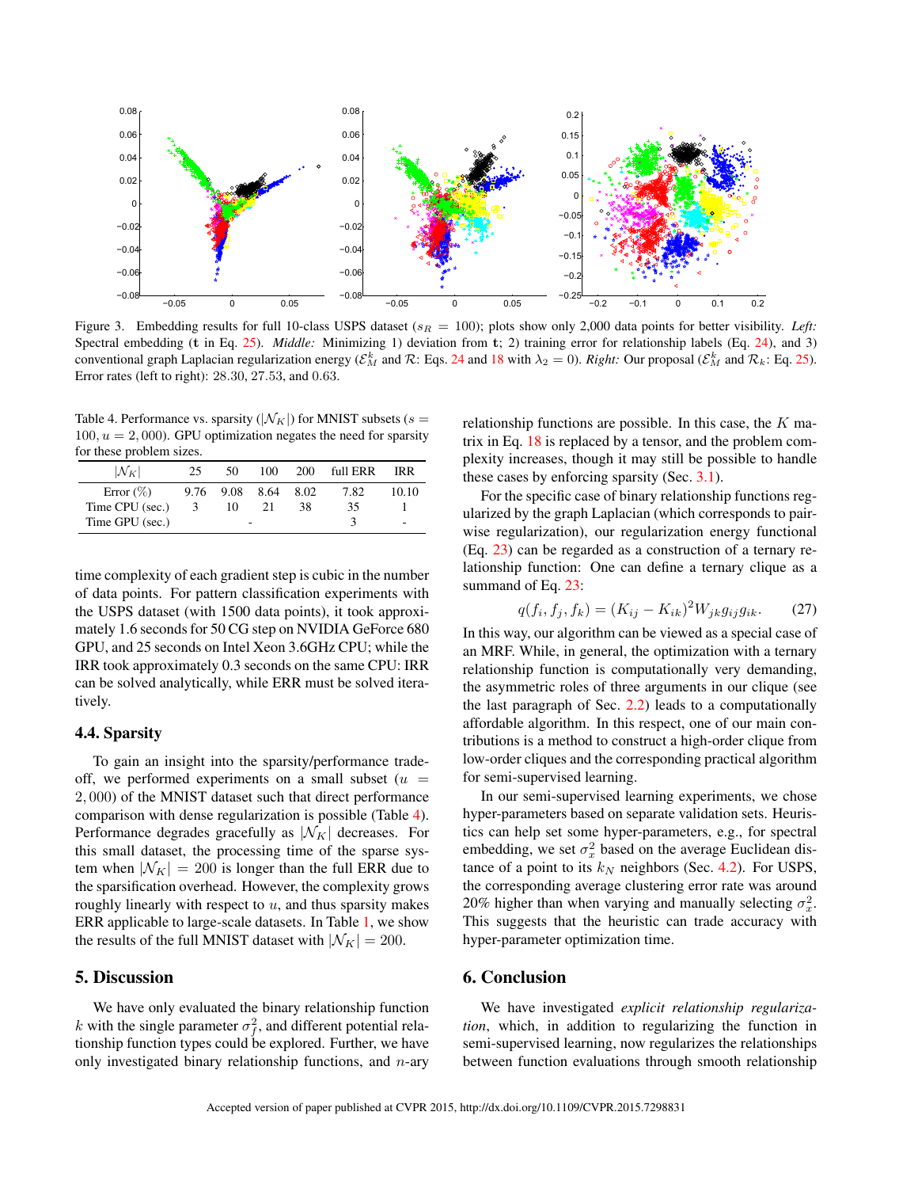Figure 3. Embedding results for full 10-class USPS dataset ($s_R = 100$); plots show only 2,000 data points for better visibility. *Left:* Spectral embedding ($\mathbf{t}$ in Eq. 25). *Middle:* Minimizing 1) deviation from $\mathbf{t}$; 2) training error for relationship labels (Eq. 24), and 3) conventional graph Laplacian regularization energy ($\mathcal{E}_M^k$ and $\mathcal{R}$: Eqs. 24 and 18 with $\lambda_2 = 0$). *Right:* Our proposal ($\mathcal{E}_M^k$ and $\mathcal{R}_k$: Eq. 25). Error rates (left to right): 28.30, 27.53, and 0.63.

Table 4. Performance vs. sparsity ($|\mathcal{N}_K|$) for MNIST subsets ($s = 100, u = 2,000$). GPU optimization negates the need for sparsity for these problem sizes.

| $\lvert\mathcal{N}_K\rvert$ | 25 | 50 | 100 | 200 | full ERR | IRR |
|---|---|---|---|---|---|---|
| Error (%) | 9.76 | 9.08 | 8.64 | 8.02 | 7.82 | 10.10 |
| Time CPU (sec.) | 3 | 10 | 21 | 38 | 35 | 1 |
| Time GPU (sec.) | | | - | | 3 | - |

time complexity of each gradient step is cubic in the number of data points. For pattern classification experiments with the USPS dataset (with 1500 data points), it took approximately 1.6 seconds for 50 CG step on NVIDIA GeForce 680 GPU, and 25 seconds on Intel Xeon 3.6GHz CPU; while the IRR took approximately 0.3 seconds on the same CPU: IRR can be solved analytically, while ERR must be solved iteratively.

### 4.4. Sparsity

To gain an insight into the sparsity/performance tradeoff, we performed experiments on a small subset ($u = 2,000$) of the MNIST dataset such that direct performance comparison with dense regularization is possible (Table 4). Performance degrades gracefully as $|\mathcal{N}_K|$ decreases. For this small dataset, the processing time of the sparse system when $|\mathcal{N}_K| = 200$ is longer than the full ERR due to the sparsification overhead. However, the complexity grows roughly linearly with respect to $u$, and thus sparsity makes ERR applicable to large-scale datasets. In Table 1, we show the results of the full MNIST dataset with $|\mathcal{N}_K| = 200$.

## 5. Discussion

We have only evaluated the binary relationship function $k$ with the single parameter $\sigma_f^2$, and different potential relationship function types could be explored. Further, we have only investigated binary relationship functions, and $n$-ary relationship functions are possible. In this case, the $K$ matrix in Eq. 18 is replaced by a tensor, and the problem complexity increases, though it may still be possible to handle these cases by enforcing sparsity (Sec. 3.1).

For the specific case of binary relationship functions regularized by the graph Laplacian (which corresponds to pairwise regularization), our regularization energy functional (Eq. 23) can be regarded as a construction of a ternary relationship function: One can define a ternary clique as a summand of Eq. 23:

$$q(f_i, f_j, f_k) = (K_{ij} - K_{ik})^2 W_{jk} g_{ij} g_{ik}. \tag{27}$$

In this way, our algorithm can be viewed as a special case of an MRF. While, in general, the optimization with a ternary relationship function is computationally very demanding, the asymmetric roles of three arguments in our clique (see the last paragraph of Sec. 2.2) leads to a computationally affordable algorithm. In this respect, one of our main contributions is a method to construct a high-order clique from low-order cliques and the corresponding practical algorithm for semi-supervised learning.

In our semi-supervised learning experiments, we chose hyper-parameters based on separate validation sets. Heuristics can help set some hyper-parameters, e.g., for spectral embedding, we set $\sigma_x^2$ based on the average Euclidean distance of a point to its $k_N$ neighbors (Sec. 4.2). For USPS, the corresponding average clustering error rate was around 20% higher than when varying and manually selecting $\sigma_x^2$. This suggests that the heuristic can trade accuracy with hyper-parameter optimization time.

## 6. Conclusion

We have investigated *explicit relationship regularization*, which, in addition to regularizing the function in semi-supervised learning, now regularizes the relationships between function evaluations through smooth relationship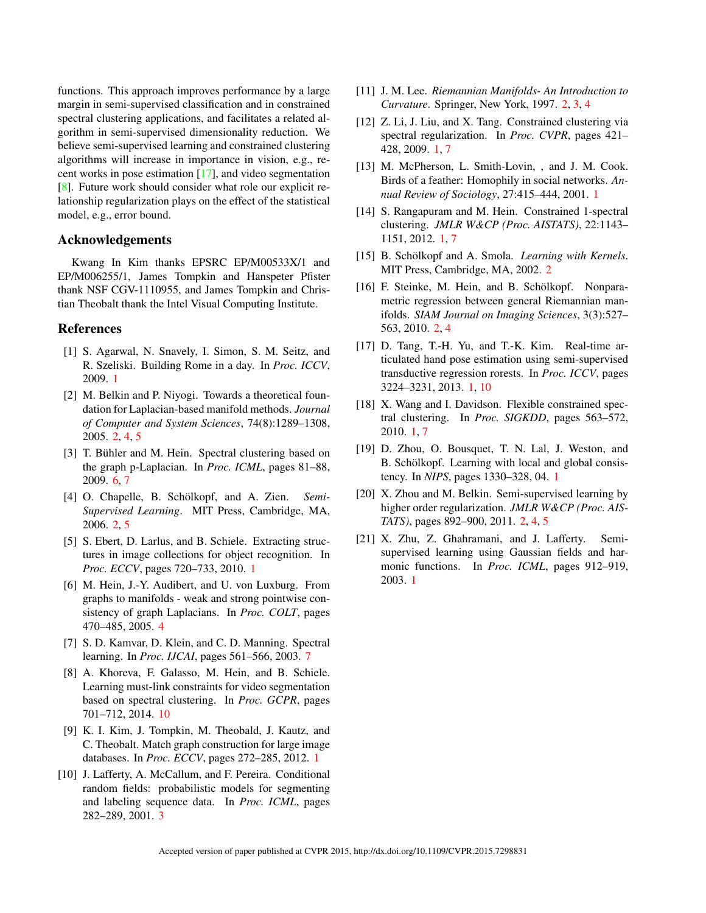functions. This approach improves performance by a large margin in semi-supervised classification and in constrained spectral clustering applications, and facilitates a related algorithm in semi-supervised dimensionality reduction. We believe semi-supervised learning and constrained clustering algorithms will increase in importance in vision, e.g., recent works in pose estimation [17], and video segmentation [8]. Future work should consider what role our explicit relationship regularization plays on the effect of the statistical model, e.g., error bound.

## Acknowledgements

Kwang In Kim thanks EPSRC EP/M00533X/1 and EP/M006255/1, James Tompkin and Hanspeter Pfister thank NSF CGV-1110955, and James Tompkin and Christian Theobalt thank the Intel Visual Computing Institute.

## References

[1] S. Agarwal, N. Snavely, I. Simon, S. M. Seitz, and R. Szeliski. Building Rome in a day. In *Proc. ICCV*, 2009. 1

[2] M. Belkin and P. Niyogi. Towards a theoretical foundation for Laplacian-based manifold methods. *Journal of Computer and System Sciences*, 74(8):1289–1308, 2005. 2, 4, 5

[3] T. Bühler and M. Hein. Spectral clustering based on the graph p-Laplacian. In *Proc. ICML*, pages 81–88, 2009. 6, 7

[4] O. Chapelle, B. Schölkopf, and A. Zien. *Semi-Supervised Learning*. MIT Press, Cambridge, MA, 2006. 2, 5

[5] S. Ebert, D. Larlus, and B. Schiele. Extracting structures in image collections for object recognition. In *Proc. ECCV*, pages 720–733, 2010. 1

[6] M. Hein, J.-Y. Audibert, and U. von Luxburg. From graphs to manifolds - weak and strong pointwise consistency of graph Laplacians. In *Proc. COLT*, pages 470–485, 2005. 4

[7] S. D. Kamvar, D. Klein, and C. D. Manning. Spectral learning. In *Proc. IJCAI*, pages 561–566, 2003. 7

[8] A. Khoreva, F. Galasso, M. Hein, and B. Schiele. Learning must-link constraints for video segmentation based on spectral clustering. In *Proc. GCPR*, pages 701–712, 2014. 10

[9] K. I. Kim, J. Tompkin, M. Theobald, J. Kautz, and C. Theobalt. Match graph construction for large image databases. In *Proc. ECCV*, pages 272–285, 2012. 1

[10] J. Lafferty, A. McCallum, and F. Pereira. Conditional random fields: probabilistic models for segmenting and labeling sequence data. In *Proc. ICML*, pages 282–289, 2001. 3

[11] J. M. Lee. *Riemannian Manifolds- An Introduction to Curvature*. Springer, New York, 1997. 2, 3, 4

[12] Z. Li, J. Liu, and X. Tang. Constrained clustering via spectral regularization. In *Proc. CVPR*, pages 421–428, 2009. 1, 7

[13] M. McPherson, L. Smith-Lovin, , and J. M. Cook. Birds of a feather: Homophily in social networks. *Annual Review of Sociology*, 27:415–444, 2001. 1

[14] S. Rangapuram and M. Hein. Constrained 1-spectral clustering. *JMLR W&CP (Proc. AISTATS)*, 22:1143–1151, 2012. 1, 7

[15] B. Schölkopf and A. Smola. *Learning with Kernels*. MIT Press, Cambridge, MA, 2002. 2

[16] F. Steinke, M. Hein, and B. Schölkopf. Nonparametric regression between general Riemannian manifolds. *SIAM Journal on Imaging Sciences*, 3(3):527–563, 2010. 2, 4

[17] D. Tang, T.-H. Yu, and T.-K. Kim. Real-time articulated hand pose estimation using semi-supervised transductive regression rorests. In *Proc. ICCV*, pages 3224–3231, 2013. 1, 10

[18] X. Wang and I. Davidson. Flexible constrained spectral clustering. In *Proc. SIGKDD*, pages 563–572, 2010. 1, 7

[19] D. Zhou, O. Bousquet, T. N. Lal, J. Weston, and B. Schölkopf. Learning with local and global consistency. In *NIPS*, pages 1330–328, 04. 1

[20] X. Zhou and M. Belkin. Semi-supervised learning by higher order regularization. *JMLR W&CP (Proc. AISTATS)*, pages 892–900, 2011. 2, 4, 5

[21] X. Zhu, Z. Ghahramani, and J. Lafferty. Semi-supervised learning using Gaussian fields and harmonic functions. In *Proc. ICML*, pages 912–919, 2003. 1

Accepted version of paper published at CVPR 2015, http://dx.doi.org/10.1109/CVPR.2015.7298831